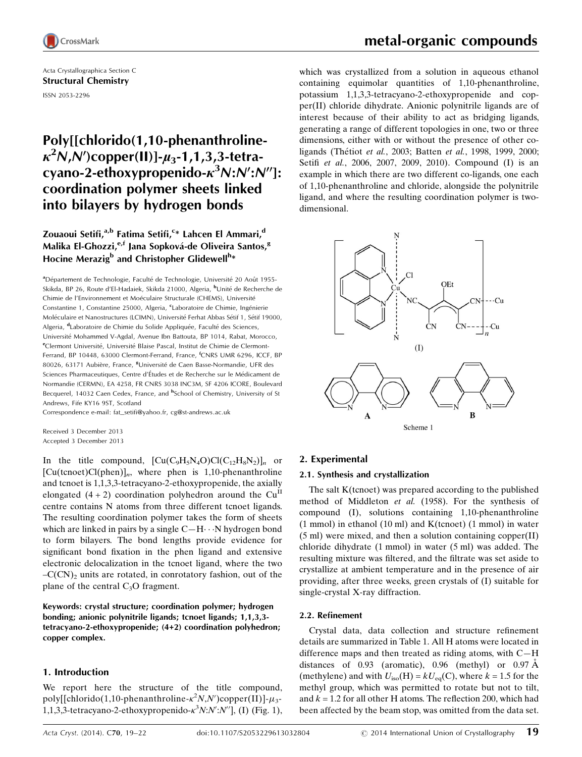Acta Crystallographica Section C
**Structural Chemistry**

ISSN 2053-2296

# Poly[[chlorido(1,10-phenanthroline-$\kappa^2N,N'$)copper(II)]-$\mu_3$-1,1,3,3-tetracyano-2-ethoxypropenido-$\kappa^3N$:$N'$:$N''$]: coordination polymer sheets linked into bilayers by hydrogen bonds

**Zouaoui Setifi,[a,b] Fatima Setifi,[c]* Lahcen El Ammari,[d] Malika El-Ghozzi,[e,f] Jana Sopková-de Oliveira Santos,[g] Hocine Merazig[b] and Christopher Glidewell[h]***

[a]Département de Technologie, Faculté de Technologie, Université 20 Août 1955-Skikda, BP 26, Route d'El-Hadaiek, Skikda 21000, Algeria, [b]Unité de Recherche de Chimie de l'Environnement et Moléculaire Structurale (CHEMS), Université Constantine 1, Constantine 25000, Algeria, [c]Laboratoire de Chimie, Ingénierie Moléculaire et Nanostructures (LCIMN), Université Ferhat Abbas Sétif 1, Sétif 19000, Algeria, [d]Laboratoire de Chimie du Solide Appliquée, Faculté des Sciences, Université Mohammed V-Agdal, Avenue Ibn Battouta, BP 1014, Rabat, Morocco, [e]Clermont Université, Université Blaise Pascal, Institut de Chimie de Clermont-Ferrand, BP 10448, 63000 Clermont-Ferrand, France, [f]CNRS UMR 6296, ICCF, BP 80026, 63171 Aubière, France, [g]Université de Caen Basse-Normandie, UFR des Sciences Pharmaceutiques, Centre d'Études et de Recherche sur le Médicament de Normandie (CERMN), EA 4258, FR CNRS 3038 INC3M, SF 4206 ICORE, Boulevard Becquerel, 14032 Caen Cedex, France, and [h]School of Chemistry, University of St Andrews, Fife KY16 9ST, Scotland
Correspondence e-mail: fat_setifi@yahoo.fr, cg@st-andrews.ac.uk

Received 3 December 2013
Accepted 3 December 2013

In the title compound, $[Cu(C_9H_5N_4O)Cl(C_{12}H_8N_2)]_n$ or $[Cu(tcnoet)Cl(phen)]_n$, where phen is 1,10-phenanthroline and tcnoet is 1,1,3,3-tetracyano-2-ethoxypropenide, the axially elongated (4 + 2) coordination polyhedron around the $Cu^{II}$ centre contains N atoms from three different tcnoet ligands. The resulting coordination polymer takes the form of sheets which are linked in pairs by a single C—H···N hydrogen bond to form bilayers. The bond lengths provide evidence for significant bond fixation in the phen ligand and extensive electronic delocalization in the tcnoet ligand, where the two $-C(CN)_2$ units are rotated, in conrotatory fashion, out of the plane of the central $C_3O$ fragment.

**Keywords: crystal structure; coordination polymer; hydrogen bonding; anionic polynitrile ligands; tcnoet ligands; 1,1,3,3-tetracyano-2-ethoxypropenide; (4+2) coordination polyhedron; copper complex.**

## 1. Introduction

We report here the structure of the title compound, poly[[chlorido(1,10-phenanthroline-$\kappa^2N,N'$)copper(II)]-$\mu_3$-1,1,3,3-tetracyano-2-ethoxypropenido-$\kappa^3N$:$N'$:$N''$], (I) (Fig. 1), which was crystallized from a solution in aqueous ethanol containing equimolar quantities of 1,10-phenanthroline, potassium 1,1,3,3-tetracyano-2-ethoxypropenide and copper(II) chloride dihydrate. Anionic polynitrile ligands are of interest because of their ability to act as bridging ligands, generating a range of different topologies in one, two or three dimensions, either with or without the presence of other co-ligands (Thétiot *et al.*, 2003; Batten *et al.*, 1998, 1999, 2000; Setifi *et al.*, 2006, 2007, 2009, 2010). Compound (I) is an example in which there are two different co-ligands, one each of 1,10-phenanthroline and chloride, alongside the polynitrile ligand, and where the resulting coordination polymer is two-dimensional.

(I)

A B

Scheme 1

## 2. Experimental

### 2.1. Synthesis and crystallization

The salt K(tcnoet) was prepared according to the published method of Middleton *et al.* (1958). For the synthesis of compound (I), solutions containing 1,10-phenanthroline (1 mmol) in ethanol (10 ml) and K(tcnoet) (1 mmol) in water (5 ml) were mixed, and then a solution containing copper(II) chloride dihydrate (1 mmol) in water (5 ml) was added. The resulting mixture was filtered, and the filtrate was set aside to crystallize at ambient temperature and in the presence of air providing, after three weeks, green crystals of (I) suitable for single-crystal X-ray diffraction.

### 2.2. Refinement

Crystal data, data collection and structure refinement details are summarized in Table 1. All H atoms were located in difference maps and then treated as riding atoms, with C—H distances of 0.93 (aromatic), 0.96 (methyl) or 0.97 Å (methylene) and with $U_{iso}(H) = kU_{eq}(C)$, where $k = 1.5$ for the methyl group, which was permitted to rotate but not to tilt, and $k = 1.2$ for all other H atoms. The reflection 200, which had been affected by the beam stop, was omitted from the data set.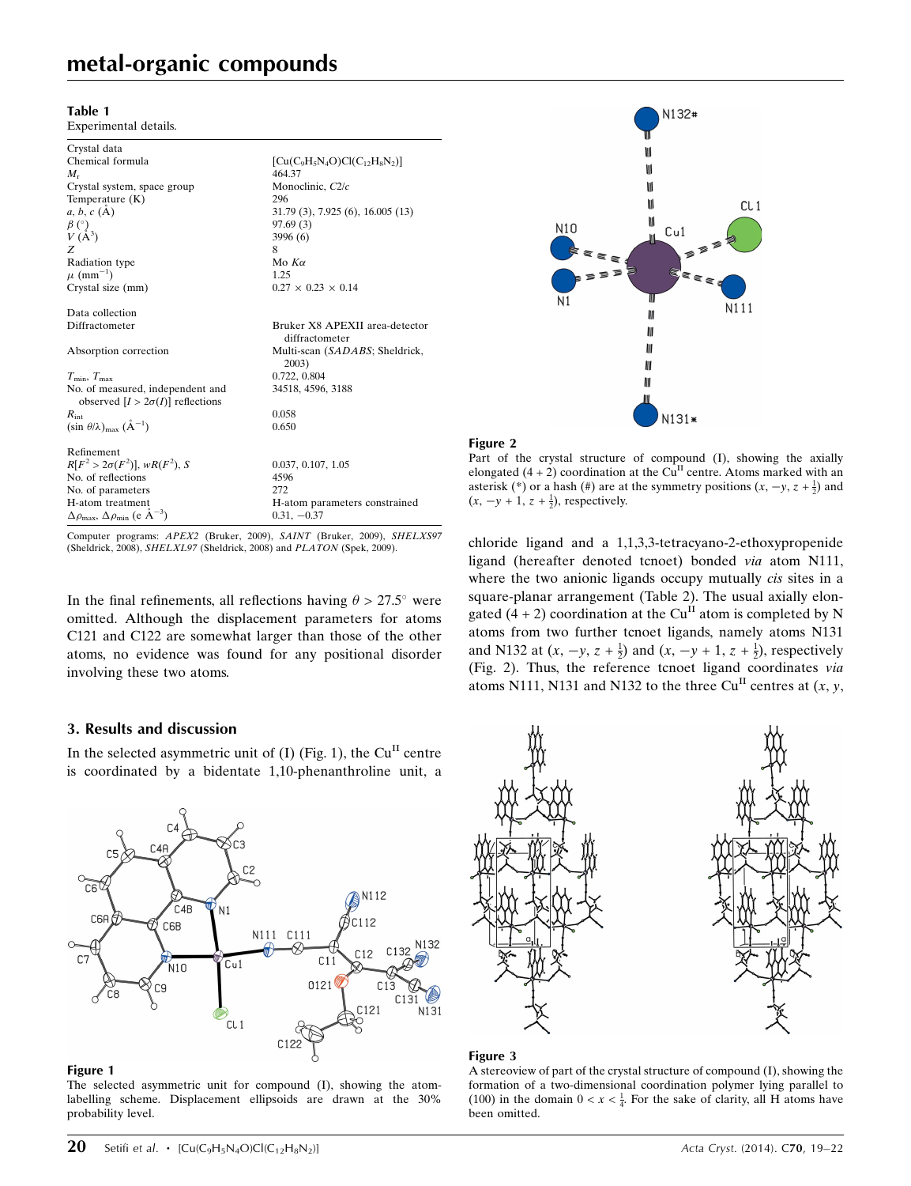**Table 1**
Experimental details.

| | |
|---|---|
| Crystal data | |
| Chemical formula | $[Cu(C_9H_5N_4O)Cl(C_{12}H_8N_2)]$ |
| $M_r$ | 464.37 |
| Crystal system, space group | Monoclinic, $C2/c$ |
| Temperature (K) | 296 |
| $a$, $b$, $c$ (Å) | 31.79 (3), 7.925 (6), 16.005 (13) |
| $\beta$ (°) | 97.69 (3) |
| $V$ (Å$^3$) | 3996 (6) |
| $Z$ | 8 |
| Radiation type | Mo $K\alpha$ |
| $\mu$ (mm$^{-1}$) | 1.25 |
| Crystal size (mm) | 0.27 × 0.23 × 0.14 |
| Data collection | |
| Diffractometer | Bruker X8 APEXII area-detector diffractometer |
| Absorption correction | Multi-scan (*SADABS*; Sheldrick, 2003) |
| $T_{min}$, $T_{max}$ | 0.722, 0.804 |
| No. of measured, independent and observed [$I > 2\sigma(I)$] reflections | 34518, 4596, 3188 |
| $R_{int}$ | 0.058 |
| $(\sin \theta/\lambda)_{max}$ (Å$^{-1}$) | 0.650 |
| Refinement | |
| $R[F^2 > 2\sigma(F^2)]$, $wR(F^2)$, $S$ | 0.037, 0.107, 1.05 |
| No. of reflections | 4596 |
| No. of parameters | 272 |
| H-atom treatment | H-atom parameters constrained |
| $\Delta\rho_{max}$, $\Delta\rho_{min}$ (e Å$^{-3}$) | 0.31, −0.37 |

Computer programs: *APEX2* (Bruker, 2009), *SAINT* (Bruker, 2009), *SHELXS97* (Sheldrick, 2008), *SHELXL97* (Sheldrick, 2008) and *PLATON* (Spek, 2009).

In the final refinements, all reflections having $\theta > 27.5°$ were omitted. Although the displacement parameters for atoms C121 and C122 are somewhat larger than those of the other atoms, no evidence was found for any positional disorder involving these two atoms.

## 3. Results and discussion

In the selected asymmetric unit of (I) (Fig. 1), the Cu$^{II}$ centre is coordinated by a bidentate 1,10-phenanthroline unit, a chloride ligand and a 1,1,3,3-tetracyano-2-ethoxypropenide ligand (hereafter denoted tcnoet) bonded *via* atom N111, where the two anionic ligands occupy mutually *cis* sites in a square-planar arrangement (Table 2). The usual axially elongated (4 + 2) coordination at the Cu$^{II}$ atom is completed by N atoms from two further tcnoet ligands, namely atoms N131 and N132 at $(x, -y, z + \frac{1}{2})$ and $(x, -y + 1, z + \frac{1}{2})$, respectively (Fig. 2). Thus, the reference tcnoet ligand coordinates *via* atoms N111, N131 and N132 to the three Cu$^{II}$ centres at $(x, y,$

**Figure 1**
The selected asymmetric unit for compound (I), showing the atom-labelling scheme. Displacement ellipsoids are drawn at the 30% probability level.

**Figure 2**
Part of the crystal structure of compound (I), showing the axially elongated (4 + 2) coordination at the Cu$^{II}$ centre. Atoms marked with an asterisk (*) or a hash (#) are at the symmetry positions $(x, -y, z + \frac{1}{2})$ and $(x, -y + 1, z + \frac{1}{2})$, respectively.

**Figure 3**
A stereoview of part of the crystal structure of compound (I), showing the formation of a two-dimensional coordination polymer lying parallel to (100) in the domain $0 < x < \frac{1}{4}$. For the sake of clarity, all H atoms have been omitted.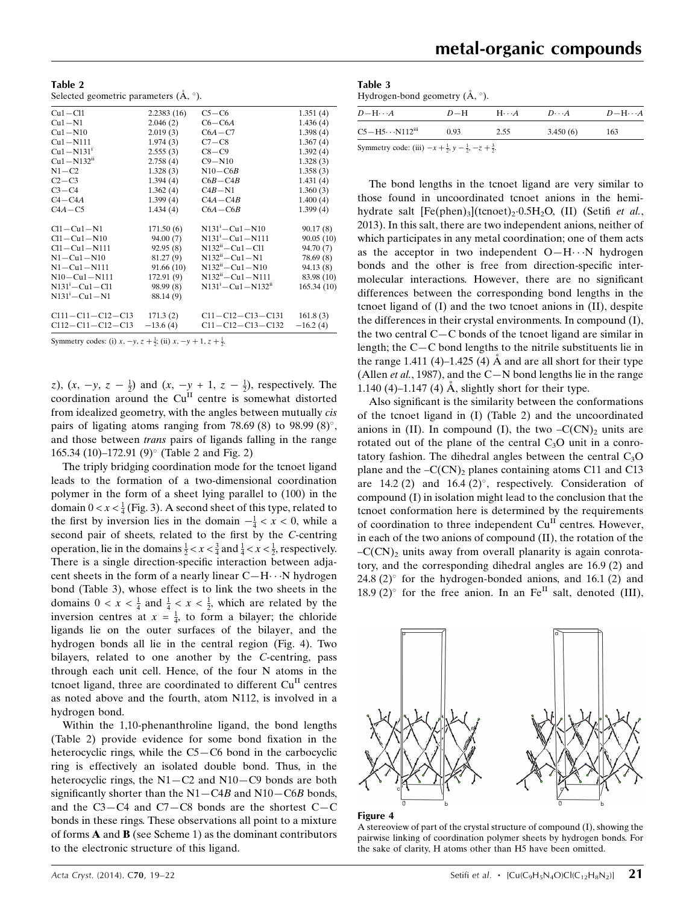**Table 2**
Selected geometric parameters (Å, °).

| | | | |
|---|---|---|---|
| Cu1—Cl1 | 2.2383 (16) | C5—C6 | 1.351 (4) |
| Cu1—N1 | 2.046 (2) | C6—C6*A* | 1.436 (4) |
| Cu1—N10 | 2.019 (3) | C6*A*—C7 | 1.398 (4) |
| Cu1—N111 | 1.974 (3) | C7—C8 | 1.367 (4) |
| Cu1—N131$^{i}$ | 2.555 (3) | C8—C9 | 1.392 (4) |
| Cu1—N132$^{ii}$ | 2.758 (4) | C9—N10 | 1.328 (3) |
| N1—C2 | 1.328 (3) | N10—C6*B* | 1.358 (3) |
| C2—C3 | 1.394 (4) | C6*B*—C4*B* | 1.431 (4) |
| C3—C4 | 1.362 (4) | C4*B*—N1 | 1.360 (3) |
| C4—C4*A* | 1.399 (4) | C4*A*—C4*B* | 1.400 (4) |
| C4*A*—C5 | 1.434 (4) | C6*A*—C6*B* | 1.399 (4) |
| | | | |
| Cl1—Cu1—N1 | 171.50 (6) | N131$^{i}$—Cu1—N10 | 90.17 (8) |
| Cl1—Cu1—N10 | 94.00 (7) | N131$^{i}$—Cu1—N111 | 90.05 (10) |
| Cl1—Cu1—N111 | 92.95 (8) | N132$^{ii}$—Cu1—Cl1 | 94.70 (7) |
| N1—Cu1—N10 | 81.27 (9) | N132$^{ii}$—Cu1—N1 | 78.69 (8) |
| N1—Cu1—N111 | 91.66 (10) | N132$^{ii}$—Cu1—N10 | 94.13 (8) |
| N10—Cu1—N111 | 172.91 (9) | N132$^{ii}$—Cu1—N111 | 83.98 (10) |
| N131$^{i}$—Cu1—Cl1 | 98.99 (8) | N131$^{i}$—Cu1—N132$^{ii}$ | 165.34 (10) |
| N131$^{i}$—Cu1—N1 | 88.14 (9) | | |
| | | | |
| C111—C11—C12—C13 | 171.3 (2) | C11—C12—C13—C131 | 161.8 (3) |
| C112—C11—C12—C13 | −13.6 (4) | C11—C12—C13—C132 | −16.2 (4) |

Symmetry codes: (i) $x, -y, z+\frac{1}{2}$; (ii) $x, -y+1, z+\frac{1}{2}$.

$z$), ($x, -y, z-\frac{1}{2}$) and ($x, -y+1, z-\frac{1}{2}$), respectively. The coordination around the Cu$^{II}$ centre is somewhat distorted from idealized geometry, with the angles between mutually *cis* pairs of ligating atoms ranging from 78.69 (8) to 98.99 (8)°, and those between *trans* pairs of ligands falling in the range 165.34 (10)–172.91 (9)° (Table 2 and Fig. 2)

The triply bridging coordination mode for the tcnoet ligand leads to the formation of a two-dimensional coordination polymer in the form of a sheet lying parallel to (100) in the domain $0 < x < \frac{1}{4}$ (Fig. 3). A second sheet of this type, related to the first by inversion lies in the domain $-\frac{1}{4} < x < 0$, while a second pair of sheets, related to the first by the *C*-centring operation, lie in the domains $\frac{1}{2} < x < \frac{3}{4}$ and $\frac{1}{4} < x < \frac{1}{2}$, respectively. There is a single direction-specific interaction between adjacent sheets in the form of a nearly linear C—H···N hydrogen bond (Table 3), whose effect is to link the two sheets in the domains $0 < x < \frac{1}{4}$ and $\frac{1}{4} < x < \frac{1}{2}$, which are related by the inversion centres at $x = \frac{1}{4}$, to form a bilayer; the chloride ligands lie on the outer surfaces of the bilayer, and the hydrogen bonds all lie in the central region (Fig. 4). Two bilayers, related to one another by the *C*-centring, pass through each unit cell. Hence, of the four N atoms in the tcnoet ligand, three are coordinated to different Cu$^{II}$ centres as noted above and the fourth, atom N112, is involved in a hydrogen bond.

Within the 1,10-phenanthroline ligand, the bond lengths (Table 2) provide evidence for some bond fixation in the heterocyclic rings, while the C5—C6 bond in the carbocyclic ring is effectively an isolated double bond. Thus, in the heterocyclic rings, the N1—C2 and N10—C9 bonds are both significantly shorter than the N1—C4*B* and N10—C6*B* bonds, and the C3—C4 and C7—C8 bonds are the shortest C—C bonds in these rings. These observations all point to a mixture of forms **A** and **B** (see Scheme 1) as the dominant contributors to the electronic structure of this ligand.

**Table 3**
Hydrogen-bond geometry (Å, °).

| *D*—H···*A* | *D*—H | H···*A* | *D*···*A* | *D*—H···*A* |
|---|---|---|---|---|
| C5—H5···N112$^{iii}$ | 0.93 | 2.55 | 3.450 (6) | 163 |

Symmetry code: (iii) $-x+\frac{1}{2}, y-\frac{1}{2}, -z+\frac{3}{2}$.

The bond lengths in the tcnoet ligand are very similar to those found in uncoordinated tcnoet anions in the hemihydrate salt [Fe(phen)$_3$](tcnoet)$_2$·0.5H$_2$O, (II) (Setifi *et al.*, 2013). In this salt, there are two independent anions, neither of which participates in any metal coordination; one of them acts as the acceptor in two independent O—H···N hydrogen bonds and the other is free from direction-specific intermolecular interactions. However, there are no significant differences between the corresponding bond lengths in the tcnoet ligand of (I) and the two tcnoet anions in (II), despite the differences in their crystal environments. In compound (I), the two central C—C bonds of the tcnoet ligand are similar in length; the C—C bond lengths to the nitrile substituents lie in the range 1.411 (4)–1.425 (4) Å and are all short for their type (Allen *et al.*, 1987), and the C—N bond lengths lie in the range 1.140 (4)–1.147 (4) Å, slightly short for their type.

Also significant is the similarity between the conformations of the tcnoet ligand in (I) (Table 2) and the uncoordinated anions in (II). In compound (I), the two –C(CN)$_2$ units are rotated out of the plane of the central C$_3$O unit in a conrotatory fashion. The dihedral angles between the central C$_3$O plane and the –C(CN)$_2$ planes containing atoms C11 and C13 are 14.2 (2) and 16.4 (2)°, respectively. Consideration of compound (I) in isolation might lead to the conclusion that the tcnoet conformation here is determined by the requirements of coordination to three independent Cu$^{II}$ centres. However, in each of the two anions of compound (II), the rotation of the –C(CN)$_2$ units away from overall planarity is again conrotatory, and the corresponding dihedral angles are 16.9 (2) and 24.8 (2)° for the hydrogen-bonded anions, and 16.1 (2) and 18.9 (2)° for the free anion. In an Fe$^{II}$ salt, denoted (III),

**Figure 4**
A stereoview of part of the crystal structure of compound (I), showing the pairwise linking of coordination polymer sheets by hydrogen bonds. For the sake of clarity, H atoms other than H5 have been omitted.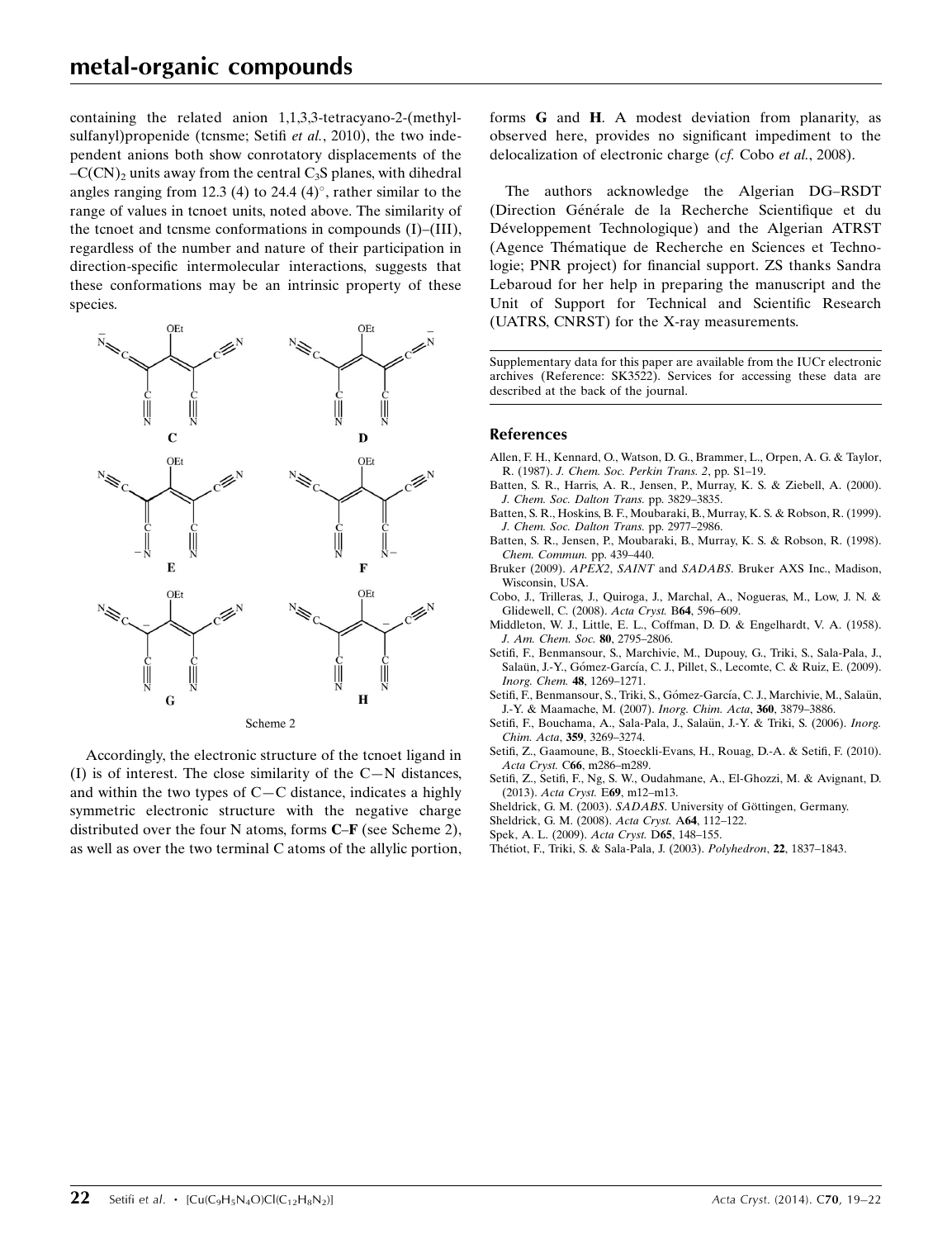containing the related anion 1,1,3,3-tetracyano-2-(methylsulfanyl)propenide (tcnsme; Setifi *et al.*, 2010), the two independent anions both show conrotatory displacements of the $-C(CN)_2$ units away from the central $C_3S$ planes, with dihedral angles ranging from 12.3 (4) to 24.4 (4)°, rather similar to the range of values in tcnoet units, noted above. The similarity of the tcnoet and tcnsme conformations in compounds (I)–(III), regardless of the number and nature of their participation in direction-specific intermolecular interactions, suggests that these conformations may be an intrinsic property of these species.

Scheme 2

Accordingly, the electronic structure of the tcnoet ligand in (I) is of interest. The close similarity of the C—N distances, and within the two types of C—C distance, indicates a highly symmetric electronic structure with the negative charge distributed over the four N atoms, forms **C**–**F** (see Scheme 2), as well as over the two terminal C atoms of the allylic portion, forms **G** and **H**. A modest deviation from planarity, as observed here, provides no significant impediment to the delocalization of electronic charge (*cf.* Cobo *et al.*, 2008).

The authors acknowledge the Algerian DG–RSDT (Direction Générale de la Recherche Scientifique et du Développement Technologique) and the Algerian ATRST (Agence Thématique de Recherche en Sciences et Technologie; PNR project) for financial support. ZS thanks Sandra Lebaroud for her help in preparing the manuscript and the Unit of Support for Technical and Scientific Research (UATRS, CNRST) for the X-ray measurements.

Supplementary data for this paper are available from the IUCr electronic archives (Reference: SK3522). Services for accessing these data are described at the back of the journal.

## References

Allen, F. H., Kennard, O., Watson, D. G., Brammer, L., Orpen, A. G. & Taylor, R. (1987). *J. Chem. Soc. Perkin Trans. 2*, pp. S1–19.

Batten, S. R., Harris, A. R., Jensen, P., Murray, K. S. & Ziebell, A. (2000). *J. Chem. Soc. Dalton Trans.* pp. 3829–3835.

Batten, S. R., Hoskins, B. F., Moubaraki, B., Murray, K. S. & Robson, R. (1999). *J. Chem. Soc. Dalton Trans.* pp. 2977–2986.

Batten, S. R., Jensen, P., Moubaraki, B., Murray, K. S. & Robson, R. (1998). *Chem. Commun.* pp. 439–440.

Bruker (2009). *APEX2*, *SAINT* and *SADABS*. Bruker AXS Inc., Madison, Wisconsin, USA.

Cobo, J., Trilleras, J., Quiroga, J., Marchal, A., Nogueras, M., Low, J. N. & Glidewell, C. (2008). *Acta Cryst.* B**64**, 596–609.

Middleton, W. J., Little, E. L., Coffman, D. D. & Engelhardt, V. A. (1958). *J. Am. Chem. Soc.* **80**, 2795–2806.

Setifi, F., Benmansour, S., Marchivie, M., Dupouy, G., Triki, S., Sala-Pala, J., Salaün, J.-Y., Gómez-García, C. J., Pillet, S., Lecomte, C. & Ruiz, E. (2009). *Inorg. Chem.* **48**, 1269–1271.

Setifi, F., Benmansour, S., Triki, S., Gómez-García, C. J., Marchivie, M., Salaün, J.-Y. & Maamache, M. (2007). *Inorg. Chim. Acta*, **360**, 3879–3886.

Setifi, F., Bouchama, A., Sala-Pala, J., Salaün, J.-Y. & Triki, S. (2006). *Inorg. Chim. Acta*, **359**, 3269–3274.

Setifi, Z., Gaamoune, B., Stoeckli-Evans, H., Rouag, D.-A. & Setifi, F. (2010). *Acta Cryst.* C**66**, m286–m289.

Setifi, Z., Setifi, F., Ng, S. W., Oudahmane, A., El-Ghozzi, M. & Avignant, D. (2013). *Acta Cryst.* E**69**, m12–m13.

Sheldrick, G. M. (2003). *SADABS*. University of Göttingen, Germany.

Sheldrick, G. M. (2008). *Acta Cryst.* A**64**, 112–122.

Spek, A. L. (2009). *Acta Cryst.* D**65**, 148–155.

Thétiot, F., Triki, S. & Sala-Pala, J. (2003). *Polyhedron*, **22**, 1837–1843.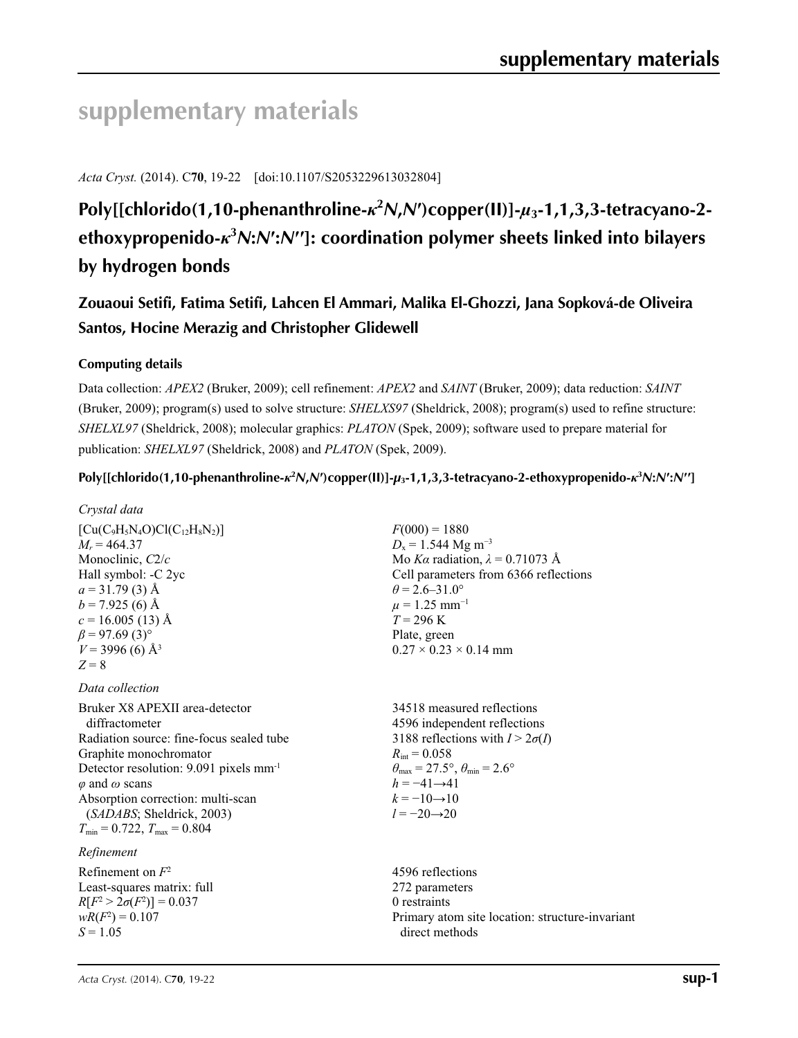# supplementary materials

*Acta Cryst.* (2014). C**70**, 19-22 [doi:10.1107/S2053229613032804]

## Poly[[chlorido(1,10-phenanthroline-$\kappa^2N,N'$)copper(II)]-$\mu_3$-1,1,3,3-tetracyano-2-ethoxypropenido-$\kappa^3N:N':N''$]: coordination polymer sheets linked into bilayers by hydrogen bonds

**Zouaoui Setifi, Fatima Setifi, Lahcen El Ammari, Malika El-Ghozzi, Jana Sopková-de Oliveira Santos, Hocine Merazig and Christopher Glidewell**

### Computing details

Data collection: *APEX2* (Bruker, 2009); cell refinement: *APEX2* and *SAINT* (Bruker, 2009); data reduction: *SAINT* (Bruker, 2009); program(s) used to solve structure: *SHELXS97* (Sheldrick, 2008); program(s) used to refine structure: *SHELXL97* (Sheldrick, 2008); molecular graphics: *PLATON* (Spek, 2009); software used to prepare material for publication: *SHELXL97* (Sheldrick, 2008) and *PLATON* (Spek, 2009).

### Poly[[chlorido(1,10-phenanthroline-$\kappa^2N,N'$)copper(II)]-$\mu_3$-1,1,3,3-tetracyano-2-ethoxypropenido-$\kappa^3N:N':N''$]

*Crystal data*

$[Cu(C_9H_5N_4O)Cl(C_{12}H_8N_2)]$
$M_r$ = 464.37
Monoclinic, $C2/c$
Hall symbol: -C 2yc
$a$ = 31.79 (3) Å
$b$ = 7.925 (6) Å
$c$ = 16.005 (13) Å
$\beta$ = 97.69 (3)°
$V$ = 3996 (6) Å$^3$
$Z$ = 8
$F(000)$ = 1880
$D_x$ = 1.544 Mg m$^{-3}$
Mo $K\alpha$ radiation, $\lambda$ = 0.71073 Å
Cell parameters from 6366 reflections
$\theta$ = 2.6–31.0°
$\mu$ = 1.25 mm$^{-1}$
$T$ = 296 K
Plate, green
0.27 × 0.23 × 0.14 mm

*Data collection*

Bruker X8 APEXII area-detector diffractometer
Radiation source: fine-focus sealed tube
Graphite monochromator
Detector resolution: 9.091 pixels mm$^{-1}$
$\varphi$ and $\omega$ scans
Absorption correction: multi-scan (*SADABS*; Sheldrick, 2003)
$T_{min}$ = 0.722, $T_{max}$ = 0.804
34518 measured reflections
4596 independent reflections
3188 reflections with $I > 2\sigma(I)$
$R_{int}$ = 0.058
$\theta_{max}$ = 27.5°, $\theta_{min}$ = 2.6°
$h$ = −41→41
$k$ = −10→10
$l$ = −20→20

*Refinement*

Refinement on $F^2$
Least-squares matrix: full
$R[F^2 > 2\sigma(F^2)]$ = 0.037
$wR(F^2)$ = 0.107
$S$ = 1.05
4596 reflections
272 parameters
0 restraints
Primary atom site location: structure-invariant direct methods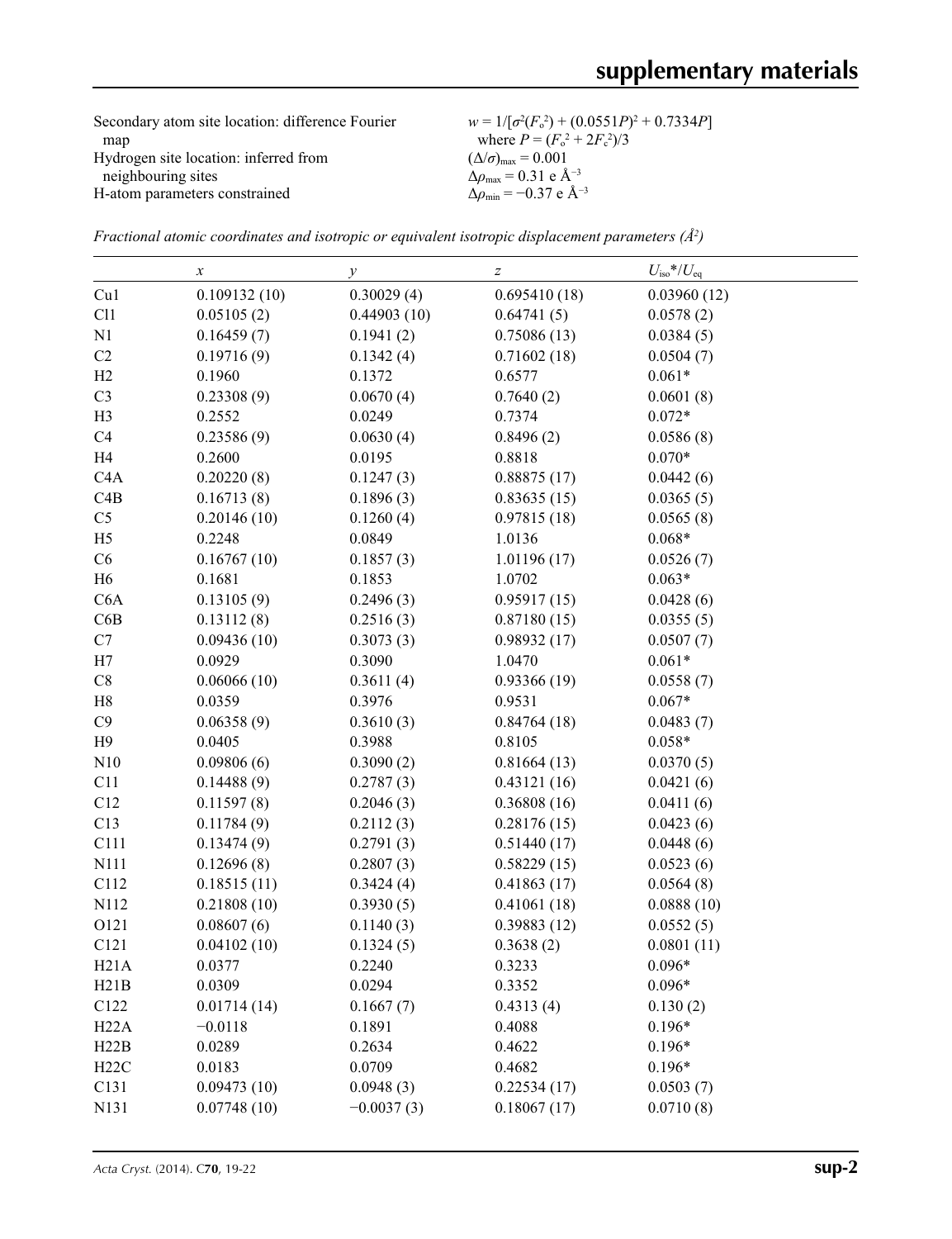Secondary atom site location: difference Fourier map
Hydrogen site location: inferred from neighbouring sites
H-atom parameters constrained

$w = 1/[\sigma^2(F_o^2) + (0.0551P)^2 + 0.7334P]$ where $P = (F_o^2 + 2F_c^2)/3$
$(\Delta/\sigma)_{max} = 0.001$
$\Delta\rho_{max} = 0.31$ e Å$^{-3}$
$\Delta\rho_{min} = -0.37$ e Å$^{-3}$

*Fractional atomic coordinates and isotropic or equivalent isotropic displacement parameters (Å$^2$)*

| | $x$ | $y$ | $z$ | $U_{iso}$*/$U_{eq}$ |
|---|---|---|---|---|
| Cu1 | 0.109132 (10) | 0.30029 (4) | 0.695410 (18) | 0.03960 (12) |
| Cl1 | 0.05105 (2) | 0.44903 (10) | 0.64741 (5) | 0.0578 (2) |
| N1 | 0.16459 (7) | 0.1941 (2) | 0.75086 (13) | 0.0384 (5) |
| C2 | 0.19716 (9) | 0.1342 (4) | 0.71602 (18) | 0.0504 (7) |
| H2 | 0.1960 | 0.1372 | 0.6577 | 0.061* |
| C3 | 0.23308 (9) | 0.0670 (4) | 0.7640 (2) | 0.0601 (8) |
| H3 | 0.2552 | 0.0249 | 0.7374 | 0.072* |
| C4 | 0.23586 (9) | 0.0630 (4) | 0.8496 (2) | 0.0586 (8) |
| H4 | 0.2600 | 0.0195 | 0.8818 | 0.070* |
| C4A | 0.20220 (8) | 0.1247 (3) | 0.88875 (17) | 0.0442 (6) |
| C4B | 0.16713 (8) | 0.1896 (3) | 0.83635 (15) | 0.0365 (5) |
| C5 | 0.20146 (10) | 0.1260 (4) | 0.97815 (18) | 0.0565 (8) |
| H5 | 0.2248 | 0.0849 | 1.0136 | 0.068* |
| C6 | 0.16767 (10) | 0.1857 (3) | 1.01196 (17) | 0.0526 (7) |
| H6 | 0.1681 | 0.1853 | 1.0702 | 0.063* |
| C6A | 0.13105 (9) | 0.2496 (3) | 0.95917 (15) | 0.0428 (6) |
| C6B | 0.13112 (8) | 0.2516 (3) | 0.87180 (15) | 0.0355 (5) |
| C7 | 0.09436 (10) | 0.3073 (3) | 0.98932 (17) | 0.0507 (7) |
| H7 | 0.0929 | 0.3090 | 1.0470 | 0.061* |
| C8 | 0.06066 (10) | 0.3611 (4) | 0.93366 (19) | 0.0558 (7) |
| H8 | 0.0359 | 0.3976 | 0.9531 | 0.067* |
| C9 | 0.06358 (9) | 0.3610 (3) | 0.84764 (18) | 0.0483 (7) |
| H9 | 0.0405 | 0.3988 | 0.8105 | 0.058* |
| N10 | 0.09806 (6) | 0.3090 (2) | 0.81664 (13) | 0.0370 (5) |
| C11 | 0.14488 (9) | 0.2787 (3) | 0.43121 (16) | 0.0421 (6) |
| C12 | 0.11597 (8) | 0.2046 (3) | 0.36808 (16) | 0.0411 (6) |
| C13 | 0.11784 (9) | 0.2112 (3) | 0.28176 (15) | 0.0423 (6) |
| C111 | 0.13474 (9) | 0.2791 (3) | 0.51440 (17) | 0.0448 (6) |
| N111 | 0.12696 (8) | 0.2807 (3) | 0.58229 (15) | 0.0523 (6) |
| C112 | 0.18515 (11) | 0.3424 (4) | 0.41863 (17) | 0.0564 (8) |
| N112 | 0.21808 (10) | 0.3930 (5) | 0.41061 (18) | 0.0888 (10) |
| O121 | 0.08607 (6) | 0.1140 (3) | 0.39883 (12) | 0.0552 (5) |
| C121 | 0.04102 (10) | 0.1324 (5) | 0.3638 (2) | 0.0801 (11) |
| H21A | 0.0377 | 0.2240 | 0.3233 | 0.096* |
| H21B | 0.0309 | 0.0294 | 0.3352 | 0.096* |
| C122 | 0.01714 (14) | 0.1667 (7) | 0.4313 (4) | 0.130 (2) |
| H22A | −0.0118 | 0.1891 | 0.4088 | 0.196* |
| H22B | 0.0289 | 0.2634 | 0.4622 | 0.196* |
| H22C | 0.0183 | 0.0709 | 0.4682 | 0.196* |
| C131 | 0.09473 (10) | 0.0948 (3) | 0.22534 (17) | 0.0503 (7) |
| N131 | 0.07748 (10) | −0.0037 (3) | 0.18067 (17) | 0.0710 (8) |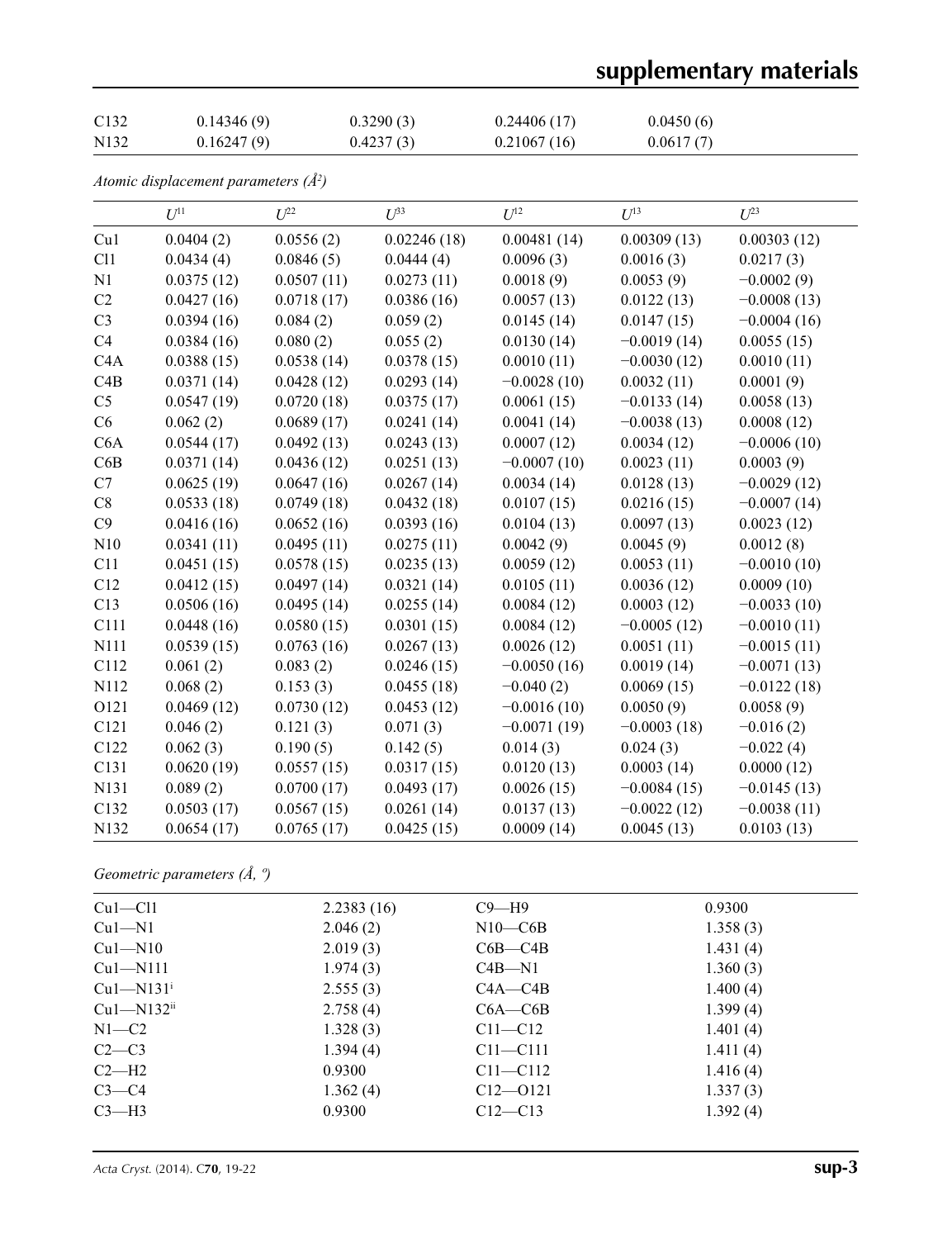| | | | | |
|---|---|---|---|---|
| C132 | 0.14346 (9) | 0.3290 (3) | 0.24406 (17) | 0.0450 (6) |
| N132 | 0.16247 (9) | 0.4237 (3) | 0.21067 (16) | 0.0617 (7) |

*Atomic displacement parameters (Å²)*

| | $U^{11}$ | $U^{22}$ | $U^{33}$ | $U^{12}$ | $U^{13}$ | $U^{23}$ |
|---|---|---|---|---|---|---|
| Cu1 | 0.0404 (2) | 0.0556 (2) | 0.02246 (18) | 0.00481 (14) | 0.00309 (13) | 0.00303 (12) |
| Cl1 | 0.0434 (4) | 0.0846 (5) | 0.0444 (4) | 0.0096 (3) | 0.0016 (3) | 0.0217 (3) |
| N1 | 0.0375 (12) | 0.0507 (11) | 0.0273 (11) | 0.0018 (9) | 0.0053 (9) | −0.0002 (9) |
| C2 | 0.0427 (16) | 0.0718 (17) | 0.0386 (16) | 0.0057 (13) | 0.0122 (13) | −0.0008 (13) |
| C3 | 0.0394 (16) | 0.084 (2) | 0.059 (2) | 0.0145 (14) | 0.0147 (15) | −0.0004 (16) |
| C4 | 0.0384 (16) | 0.080 (2) | 0.055 (2) | 0.0130 (14) | −0.0019 (14) | 0.0055 (15) |
| C4A | 0.0388 (15) | 0.0538 (14) | 0.0378 (15) | 0.0010 (11) | −0.0030 (12) | 0.0010 (11) |
| C4B | 0.0371 (14) | 0.0428 (12) | 0.0293 (14) | −0.0028 (10) | 0.0032 (11) | 0.0001 (9) |
| C5 | 0.0547 (19) | 0.0720 (18) | 0.0375 (17) | 0.0061 (15) | −0.0133 (14) | 0.0058 (13) |
| C6 | 0.062 (2) | 0.0689 (17) | 0.0241 (14) | 0.0041 (14) | −0.0038 (13) | 0.0008 (12) |
| C6A | 0.0544 (17) | 0.0492 (13) | 0.0243 (13) | 0.0007 (12) | 0.0034 (12) | −0.0006 (10) |
| C6B | 0.0371 (14) | 0.0436 (12) | 0.0251 (13) | −0.0007 (10) | 0.0023 (11) | 0.0003 (9) |
| C7 | 0.0625 (19) | 0.0647 (16) | 0.0267 (14) | 0.0034 (14) | 0.0128 (13) | −0.0029 (12) |
| C8 | 0.0533 (18) | 0.0749 (18) | 0.0432 (18) | 0.0107 (15) | 0.0216 (15) | −0.0007 (14) |
| C9 | 0.0416 (16) | 0.0652 (16) | 0.0393 (16) | 0.0104 (13) | 0.0097 (13) | 0.0023 (12) |
| N10 | 0.0341 (11) | 0.0495 (11) | 0.0275 (11) | 0.0042 (9) | 0.0045 (9) | 0.0012 (8) |
| C11 | 0.0451 (15) | 0.0578 (15) | 0.0235 (13) | 0.0059 (12) | 0.0053 (11) | −0.0010 (10) |
| C12 | 0.0412 (15) | 0.0497 (14) | 0.0321 (14) | 0.0105 (11) | 0.0036 (12) | 0.0009 (10) |
| C13 | 0.0506 (16) | 0.0495 (14) | 0.0255 (14) | 0.0084 (12) | 0.0003 (12) | −0.0033 (10) |
| C111 | 0.0448 (16) | 0.0580 (15) | 0.0301 (15) | 0.0084 (12) | −0.0005 (12) | −0.0010 (11) |
| N111 | 0.0539 (15) | 0.0763 (16) | 0.0267 (13) | 0.0026 (12) | 0.0051 (11) | −0.0015 (11) |
| C112 | 0.061 (2) | 0.083 (2) | 0.0246 (15) | −0.0050 (16) | 0.0019 (14) | −0.0071 (13) |
| N112 | 0.068 (2) | 0.153 (3) | 0.0455 (18) | −0.040 (2) | 0.0069 (15) | −0.0122 (18) |
| O121 | 0.0469 (12) | 0.0730 (12) | 0.0453 (12) | −0.0016 (10) | 0.0050 (9) | 0.0058 (9) |
| C121 | 0.046 (2) | 0.121 (3) | 0.071 (3) | −0.0071 (19) | −0.0003 (18) | −0.016 (2) |
| C122 | 0.062 (3) | 0.190 (5) | 0.142 (5) | 0.014 (3) | 0.024 (3) | −0.022 (4) |
| C131 | 0.0620 (19) | 0.0557 (15) | 0.0317 (15) | 0.0120 (13) | 0.0003 (14) | 0.0000 (12) |
| N131 | 0.089 (2) | 0.0700 (17) | 0.0493 (17) | 0.0026 (15) | −0.0084 (15) | −0.0145 (13) |
| C132 | 0.0503 (17) | 0.0567 (15) | 0.0261 (14) | 0.0137 (13) | −0.0022 (12) | −0.0038 (11) |
| N132 | 0.0654 (17) | 0.0765 (17) | 0.0425 (15) | 0.0009 (14) | 0.0045 (13) | 0.0103 (13) |

*Geometric parameters (Å, º)*

| | | | |
|---|---|---|---|
| Cu1—Cl1 | 2.2383 (16) | C9—H9 | 0.9300 |
| Cu1—N1 | 2.046 (2) | N10—C6B | 1.358 (3) |
| Cu1—N10 | 2.019 (3) | C6B—C4B | 1.431 (4) |
| Cu1—N111 | 1.974 (3) | C4B—N1 | 1.360 (3) |
| Cu1—N131[i] | 2.555 (3) | C4A—C4B | 1.400 (4) |
| Cu1—N132[ii] | 2.758 (4) | C6A—C6B | 1.399 (4) |
| N1—C2 | 1.328 (3) | C11—C12 | 1.401 (4) |
| C2—C3 | 1.394 (4) | C11—C111 | 1.411 (4) |
| C2—H2 | 0.9300 | C11—C112 | 1.416 (4) |
| C3—C4 | 1.362 (4) | C12—O121 | 1.337 (3) |
| C3—H3 | 0.9300 | C12—C13 | 1.392 (4) |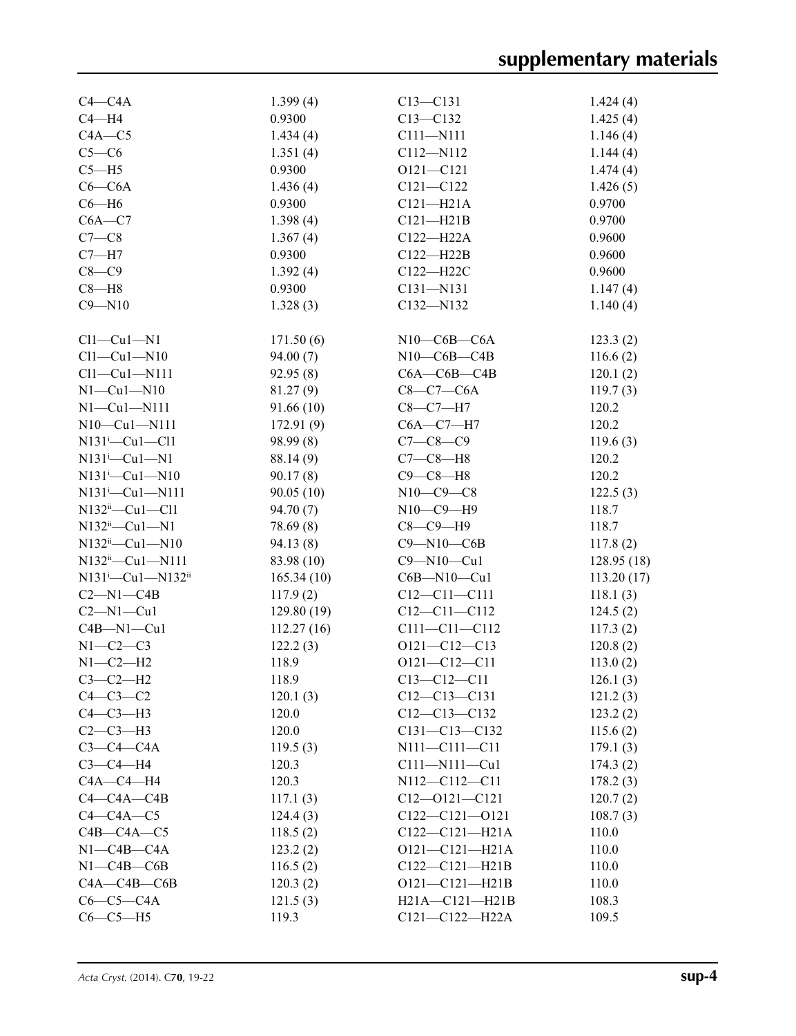| | | | |
|---|---|---|---|
| C4—C4A | 1.399 (4) | C13—C131 | 1.424 (4) |
| C4—H4 | 0.9300 | C13—C132 | 1.425 (4) |
| C4A—C5 | 1.434 (4) | C111—N111 | 1.146 (4) |
| C5—C6 | 1.351 (4) | C112—N112 | 1.144 (4) |
| C5—H5 | 0.9300 | O121—C121 | 1.474 (4) |
| C6—C6A | 1.436 (4) | C121—C122 | 1.426 (5) |
| C6—H6 | 0.9300 | C121—H21A | 0.9700 |
| C6A—C7 | 1.398 (4) | C121—H21B | 0.9700 |
| C7—C8 | 1.367 (4) | C122—H22A | 0.9600 |
| C7—H7 | 0.9300 | C122—H22B | 0.9600 |
| C8—C9 | 1.392 (4) | C122—H22C | 0.9600 |
| C8—H8 | 0.9300 | C131—N131 | 1.147 (4) |
| C9—N10 | 1.328 (3) | C132—N132 | 1.140 (4) |

| | | | |
|---|---|---|---|
| Cl1—Cu1—N1 | 171.50 (6) | N10—C6B—C6A | 123.3 (2) |
| Cl1—Cu1—N10 | 94.00 (7) | N10—C6B—C4B | 116.6 (2) |
| Cl1—Cu1—N111 | 92.95 (8) | C6A—C6B—C4B | 120.1 (2) |
| N1—Cu1—N10 | 81.27 (9) | C8—C7—C6A | 119.7 (3) |
| N1—Cu1—N111 | 91.66 (10) | C8—C7—H7 | 120.2 |
| N10—Cu1—N111 | 172.91 (9) | C6A—C7—H7 | 120.2 |
| $N131^{i}$—Cu1—Cl1 | 98.99 (8) | C7—C8—C9 | 119.6 (3) |
| $N131^{i}$—Cu1—N1 | 88.14 (9) | C7—C8—H8 | 120.2 |
| $N131^{i}$—Cu1—N10 | 90.17 (8) | C9—C8—H8 | 120.2 |
| $N131^{i}$—Cu1—N111 | 90.05 (10) | N10—C9—C8 | 122.5 (3) |
| $N132^{ii}$—Cu1—Cl1 | 94.70 (7) | N10—C9—H9 | 118.7 |
| $N132^{ii}$—Cu1—N1 | 78.69 (8) | C8—C9—H9 | 118.7 |
| $N132^{ii}$—Cu1—N10 | 94.13 (8) | C9—N10—C6B | 117.8 (2) |
| $N132^{ii}$—Cu1—N111 | 83.98 (10) | C9—N10—Cu1 | 128.95 (18) |
| $N131^{i}$—Cu1—$N132^{ii}$ | 165.34 (10) | C6B—N10—Cu1 | 113.20 (17) |
| C2—N1—C4B | 117.9 (2) | C12—C11—C111 | 118.1 (3) |
| C2—N1—Cu1 | 129.80 (19) | C12—C11—C112 | 124.5 (2) |
| C4B—N1—Cu1 | 112.27 (16) | C111—C11—C112 | 117.3 (2) |
| N1—C2—C3 | 122.2 (3) | O121—C12—C13 | 120.8 (2) |
| N1—C2—H2 | 118.9 | O121—C12—C11 | 113.0 (2) |
| C3—C2—H2 | 118.9 | C13—C12—C11 | 126.1 (3) |
| C4—C3—C2 | 120.1 (3) | C12—C13—C131 | 121.2 (3) |
| C4—C3—H3 | 120.0 | C12—C13—C132 | 123.2 (2) |
| C2—C3—H3 | 120.0 | C131—C13—C132 | 115.6 (2) |
| C3—C4—C4A | 119.5 (3) | N111—C111—C11 | 179.1 (3) |
| C3—C4—H4 | 120.3 | C111—N111—Cu1 | 174.3 (2) |
| C4A—C4—H4 | 120.3 | N112—C112—C11 | 178.2 (3) |
| C4—C4A—C4B | 117.1 (3) | C12—O121—C121 | 120.7 (2) |
| C4—C4A—C5 | 124.4 (3) | C122—C121—O121 | 108.7 (3) |
| C4B—C4A—C5 | 118.5 (2) | C122—C121—H21A | 110.0 |
| N1—C4B—C4A | 123.2 (2) | O121—C121—H21A | 110.0 |
| N1—C4B—C6B | 116.5 (2) | C122—C121—H21B | 110.0 |
| C4A—C4B—C6B | 120.3 (2) | O121—C121—H21B | 110.0 |
| C6—C5—C4A | 121.5 (3) | H21A—C121—H21B | 108.3 |
| C6—C5—H5 | 119.3 | C121—C122—H22A | 109.5 |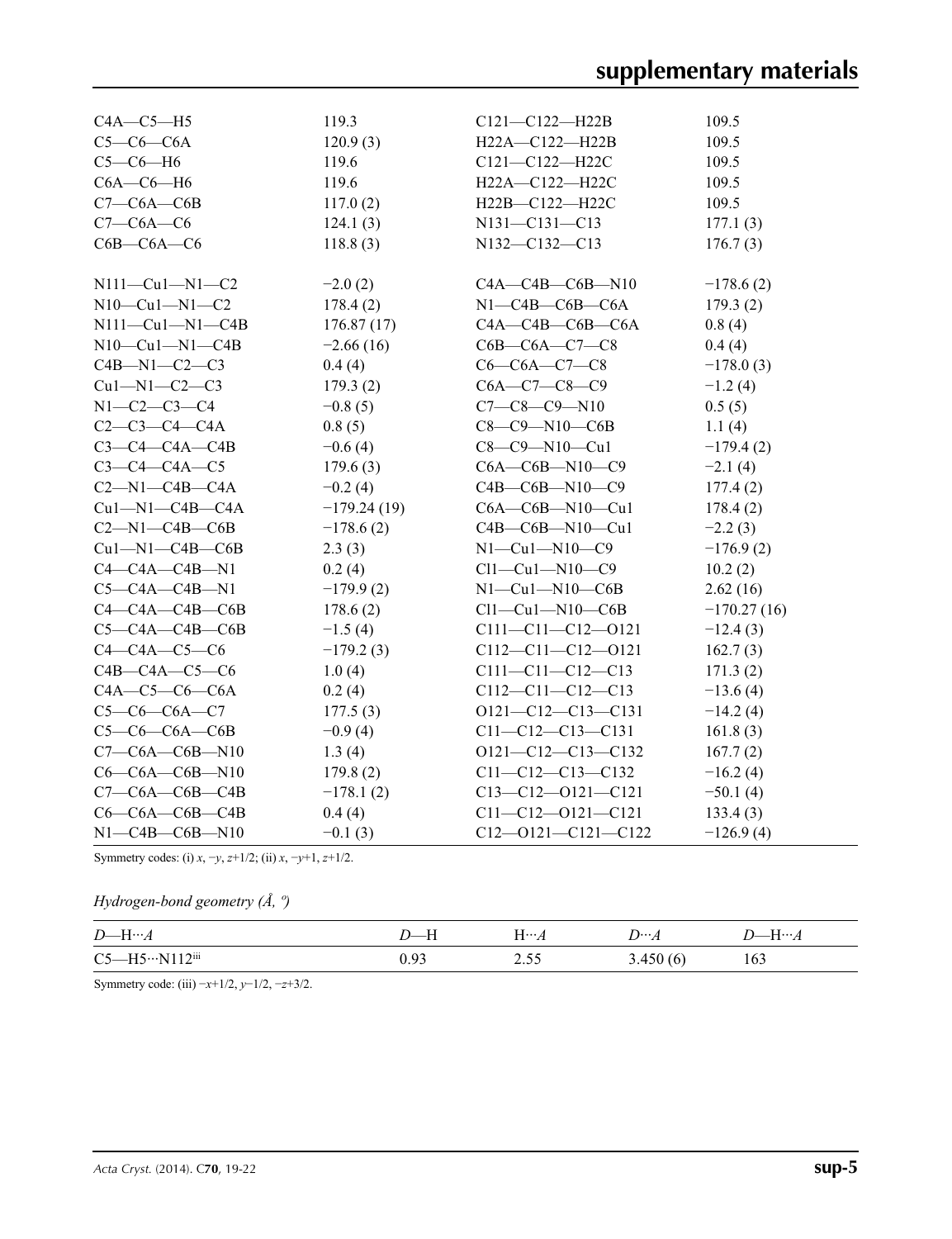| | | | |
|---|---|---|---|
| C4A—C5—H5 | 119.3 | C121—C122—H22B | 109.5 |
| C5—C6—C6A | 120.9 (3) | H22A—C122—H22B | 109.5 |
| C5—C6—H6 | 119.6 | C121—C122—H22C | 109.5 |
| C6A—C6—H6 | 119.6 | H22A—C122—H22C | 109.5 |
| C7—C6A—C6B | 117.0 (2) | H22B—C122—H22C | 109.5 |
| C7—C6A—C6 | 124.1 (3) | N131—C131—C13 | 177.1 (3) |
| C6B—C6A—C6 | 118.8 (3) | N132—C132—C13 | 176.7 (3) |

| | | | |
|---|---|---|---|
| N111—Cu1—N1—C2 | −2.0 (2) | C4A—C4B—C6B—N10 | −178.6 (2) |
| N10—Cu1—N1—C2 | 178.4 (2) | N1—C4B—C6B—C6A | 179.3 (2) |
| N111—Cu1—N1—C4B | 176.87 (17) | C4A—C4B—C6B—C6A | 0.8 (4) |
| N10—Cu1—N1—C4B | −2.66 (16) | C6B—C6A—C7—C8 | 0.4 (4) |
| C4B—N1—C2—C3 | 0.4 (4) | C6—C6A—C7—C8 | −178.0 (3) |
| Cu1—N1—C2—C3 | 179.3 (2) | C6A—C7—C8—C9 | −1.2 (4) |
| N1—C2—C3—C4 | −0.8 (5) | C7—C8—C9—N10 | 0.5 (5) |
| C2—C3—C4—C4A | 0.8 (5) | C8—C9—N10—C6B | 1.1 (4) |
| C3—C4—C4A—C4B | −0.6 (4) | C8—C9—N10—Cu1 | −179.4 (2) |
| C3—C4—C4A—C5 | 179.6 (3) | C6A—C6B—N10—C9 | −2.1 (4) |
| C2—N1—C4B—C4A | −0.2 (4) | C4B—C6B—N10—C9 | 177.4 (2) |
| Cu1—N1—C4B—C4A | −179.24 (19) | C6A—C6B—N10—Cu1 | 178.4 (2) |
| C2—N1—C4B—C6B | −178.6 (2) | C4B—C6B—N10—Cu1 | −2.2 (3) |
| Cu1—N1—C4B—C6B | 2.3 (3) | N1—Cu1—N10—C9 | −176.9 (2) |
| C4—C4A—C4B—N1 | 0.2 (4) | Cl1—Cu1—N10—C9 | 10.2 (2) |
| C5—C4A—C4B—N1 | −179.9 (2) | N1—Cu1—N10—C6B | 2.62 (16) |
| C4—C4A—C4B—C6B | 178.6 (2) | Cl1—Cu1—N10—C6B | −170.27 (16) |
| C5—C4A—C4B—C6B | −1.5 (4) | C111—C11—C12—O121 | −12.4 (3) |
| C4—C4A—C5—C6 | −179.2 (3) | C112—C11—C12—O121 | 162.7 (3) |
| C4B—C4A—C5—C6 | 1.0 (4) | C111—C11—C12—C13 | 171.3 (2) |
| C4A—C5—C6—C6A | 0.2 (4) | C112—C11—C12—C13 | −13.6 (4) |
| C5—C6—C6A—C7 | 177.5 (3) | O121—C12—C13—C131 | −14.2 (4) |
| C5—C6—C6A—C6B | −0.9 (4) | C11—C12—C13—C131 | 161.8 (3) |
| C7—C6A—C6B—N10 | 1.3 (4) | O121—C12—C13—C132 | 167.7 (2) |
| C6—C6A—C6B—N10 | 179.8 (2) | C11—C12—C13—C132 | −16.2 (4) |
| C7—C6A—C6B—C4B | −178.1 (2) | C13—C12—O121—C121 | −50.1 (4) |
| C6—C6A—C6B—C4B | 0.4 (4) | C11—C12—O121—C121 | 133.4 (3) |
| N1—C4B—C6B—N10 | −0.1 (3) | C12—O121—C121—C122 | −126.9 (4) |

Symmetry codes: (i) $x, -y, z+1/2$; (ii) $x, -y+1, z+1/2$.

*Hydrogen-bond geometry (Å, º)*

| *D*—H···*A* | *D*—H | H···*A* | *D*···*A* | *D*—H···*A* |
|---|---|---|---|---|
| C5—H5···N112$^{iii}$ | 0.93 | 2.55 | 3.450 (6) | 163 |

Symmetry code: (iii) $-x+1/2, y-1/2, -z+3/2$.